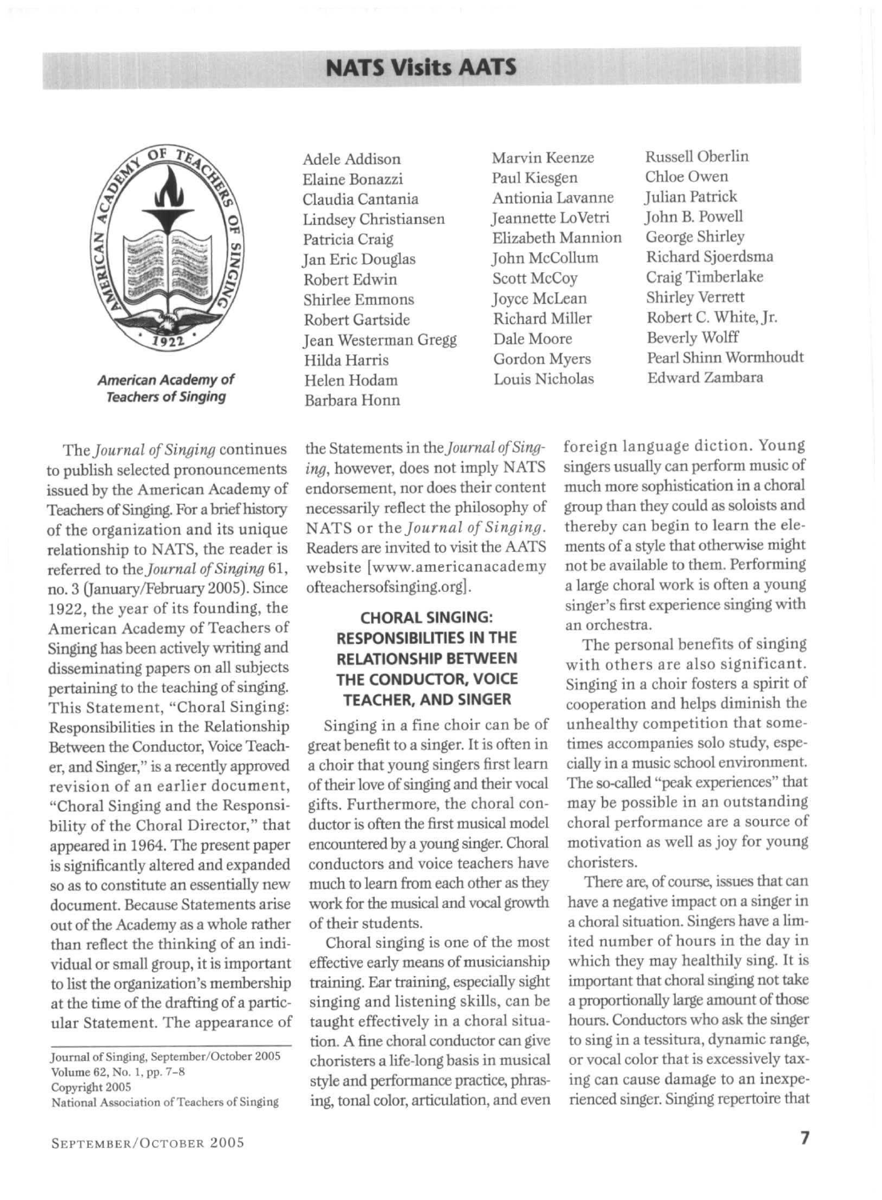# NATS Visits AATS

*American Academy of Teachers of Singing*

Adele Addison
Elaine Bonazzi
Claudia Cantania
Lindsey Christiansen
Patricia Craig
Jan Eric Douglas
Robert Edwin
Shirlee Emmons
Robert Gartside
Jean Westerman Gregg
Hilda Harris
Helen Hodam
Barbara Honn
Marvin Keenze
Paul Kiesgen
Antionia Lavanne
Jeannette LoVetri
Elizabeth Mannion
John McCollum
Scott McCoy
Joyce McLean
Richard Miller
Dale Moore
Gordon Myers
Louis Nicholas
Russell Oberlin
Chloe Owen
Julian Patrick
John B. Powell
George Shirley
Richard Sjoerdsma
Craig Timberlake
Shirley Verrett
Robert C. White, Jr.
Beverly Wolff
Pearl Shinn Wormhoudt
Edward Zambara

The *Journal of Singing* continues to publish selected pronouncements issued by the American Academy of Teachers of Singing. For a brief history of the organization and its unique relationship to NATS, the reader is referred to the *Journal of Singing* 61, no. 3 (January/February 2005). Since 1922, the year of its founding, the American Academy of Teachers of Singing has been actively writing and disseminating papers on all subjects pertaining to the teaching of singing. This Statement, "Choral Singing: Responsibilities in the Relationship Between the Conductor, Voice Teacher, and Singer," is a recently approved revision of an earlier document, "Choral Singing and the Responsibility of the Choral Director," that appeared in 1964. The present paper is significantly altered and expanded so as to constitute an essentially new document. Because Statements arise out of the Academy as a whole rather than reflect the thinking of an individual or small group, it is important to list the organization's membership at the time of the drafting of a particular Statement. The appearance of the Statements in the *Journal of Singing*, however, does not imply NATS endorsement, nor does their content necessarily reflect the philosophy of NATS or the *Journal of Singing*. Readers are invited to visit the AATS website [www.americanacademyofteachersofsinging.org].

Journal of Singing, September/October 2005
Volume 62, No. 1, pp. 7–8
Copyright 2005
National Association of Teachers of Singing

## CHORAL SINGING: RESPONSIBILITIES IN THE RELATIONSHIP BETWEEN THE CONDUCTOR, VOICE TEACHER, AND SINGER

Singing in a fine choir can be of great benefit to a singer. It is often in a choir that young singers first learn of their love of singing and their vocal gifts. Furthermore, the choral conductor is often the first musical model encountered by a young singer. Choral conductors and voice teachers have much to learn from each other as they work for the musical and vocal growth of their students.

Choral singing is one of the most effective early means of musicianship training. Ear training, especially sight singing and listening skills, can be taught effectively in a choral situation. A fine choral conductor can give choristers a life-long basis in musical style and performance practice, phrasing, tonal color, articulation, and even foreign language diction. Young singers usually can perform music of much more sophistication in a choral group than they could as soloists and thereby can begin to learn the elements of a style that otherwise might not be available to them. Performing a large choral work is often a young singer's first experience singing with an orchestra.

The personal benefits of singing with others are also significant. Singing in a choir fosters a spirit of cooperation and helps diminish the unhealthy competition that sometimes accompanies solo study, especially in a music school environment. The so-called "peak experiences" that may be possible in an outstanding choral performance are a source of motivation as well as joy for young choristers.

There are, of course, issues that can have a negative impact on a singer in a choral situation. Singers have a limited number of hours in the day in which they may healthily sing. It is important that choral singing not take a proportionally large amount of those hours. Conductors who ask the singer to sing in a tessitura, dynamic range, or vocal color that is excessively taxing can cause damage to an inexperienced singer. Singing repertoire that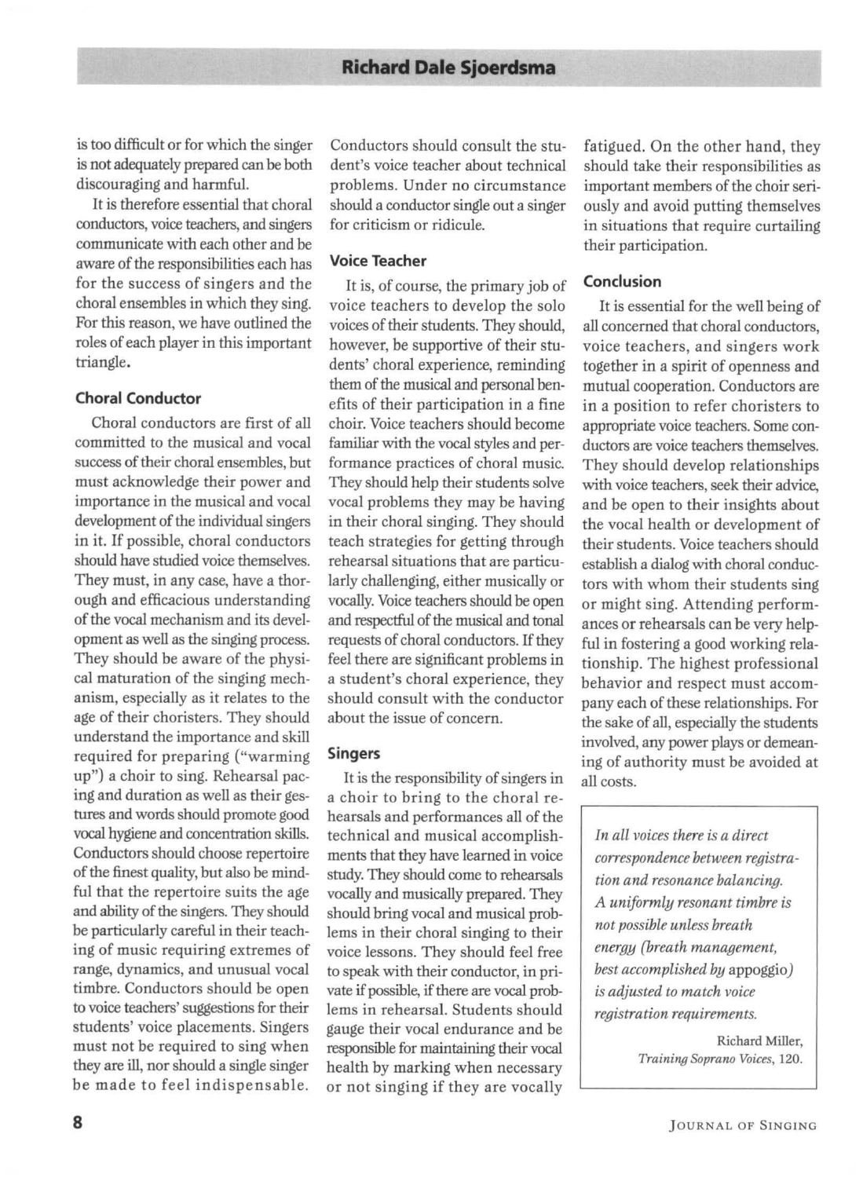is too difficult or for which the singer is not adequately prepared can be both discouraging and harmful.

It is therefore essential that choral conductors, voice teachers, and singers communicate with each other and be aware of the responsibilities each has for the success of singers and the choral ensembles in which they sing. For this reason, we have outlined the roles of each player in this important triangle.

### Choral Conductor

Choral conductors are first of all committed to the musical and vocal success of their choral ensembles, but must acknowledge their power and importance in the musical and vocal development of the individual singers in it. If possible, choral conductors should have studied voice themselves. They must, in any case, have a thorough and efficacious understanding of the vocal mechanism and its development as well as the singing process. They should be aware of the physical maturation of the singing mechanism, especially as it relates to the age of their choristers. They should understand the importance and skill required for preparing ("warming up") a choir to sing. Rehearsal pacing and duration as well as their gestures and words should promote good vocal hygiene and concentration skills. Conductors should choose repertoire of the finest quality, but also be mindful that the repertoire suits the age and ability of the singers. They should be particularly careful in their teaching of music requiring extremes of range, dynamics, and unusual vocal timbre. Conductors should be open to voice teachers' suggestions for their students' voice placements. Singers must not be required to sing when they are ill, nor should a single singer be made to feel indispensable. Conductors should consult the student's voice teacher about technical problems. Under no circumstance should a conductor single out a singer for criticism or ridicule.

### Voice Teacher

It is, of course, the primary job of voice teachers to develop the solo voices of their students. They should, however, be supportive of their students' choral experience, reminding them of the musical and personal benefits of their participation in a fine choir. Voice teachers should become familiar with the vocal styles and performance practices of choral music. They should help their students solve vocal problems they may be having in their choral singing. They should teach strategies for getting through rehearsal situations that are particularly challenging, either musically or vocally. Voice teachers should be open and respectful of the musical and tonal requests of choral conductors. If they feel there are significant problems in a student's choral experience, they should consult with the conductor about the issue of concern.

### Singers

It is the responsibility of singers in a choir to bring to the choral rehearsals and performances all of the technical and musical accomplishments that they have learned in voice study. They should come to rehearsals vocally and musically prepared. They should bring vocal and musical problems in their choral singing to their voice lessons. They should feel free to speak with their conductor, in private if possible, if there are vocal problems in rehearsal. Students should gauge their vocal endurance and be responsible for maintaining their vocal health by marking when necessary or not singing if they are vocally fatigued. On the other hand, they should take their responsibilities as important members of the choir seriously and avoid putting themselves in situations that require curtailing their participation.

### Conclusion

It is essential for the well being of all concerned that choral conductors, voice teachers, and singers work together in a spirit of openness and mutual cooperation. Conductors are in a position to refer choristers to appropriate voice teachers. Some conductors are voice teachers themselves. They should develop relationships with voice teachers, seek their advice, and be open to their insights about the vocal health or development of their students. Voice teachers should establish a dialog with choral conductors with whom their students sing or might sing. Attending performances or rehearsals can be very helpful in fostering a good working relationship. The highest professional behavior and respect must accompany each of these relationships. For the sake of all, especially the students involved, any power plays or demeaning of authority must be avoided at all costs.

> *In all voices there is a direct correspondence between registration and resonance balancing. A uniformly resonant timbre is not possible unless breath energy (breath management, best accomplished by* appoggio*) is adjusted to match voice registration requirements.*
>
> Richard Miller, *Training Soprano Voices*, 120.